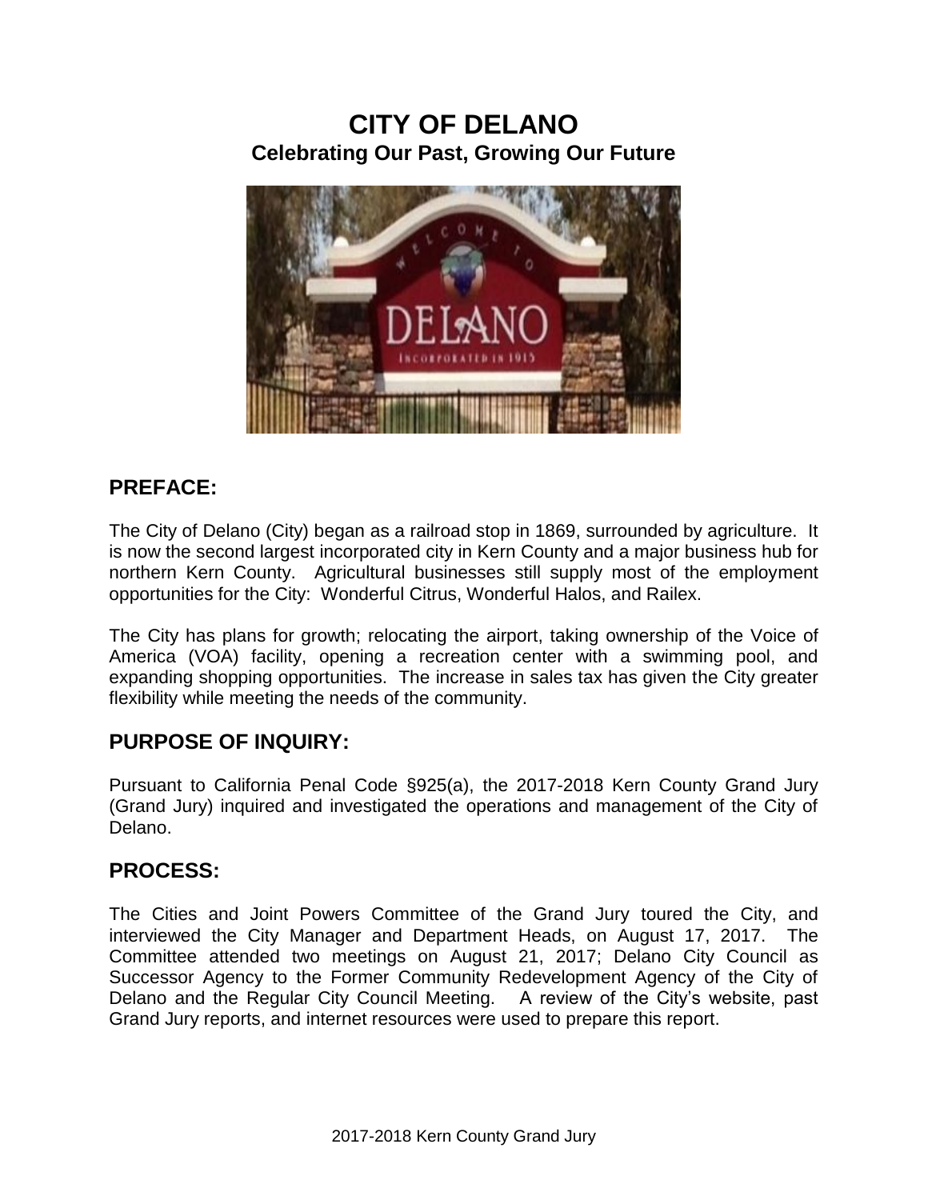# CITY OF DELANO

## Celebrating Our Past, Growing Our Future

## PREFACE:

The City of Delano (City) began as a railroad stop in 1869, surrounded by agriculture. It is now the second largest incorporated city in Kern County and a major business hub for northern Kern County. Agricultural businesses still supply most of the employment opportunities for the City: Wonderful Citrus, Wonderful Halos, and Railex.

The City has plans for growth; relocating the airport, taking ownership of the Voice of America (VOA) facility, opening a recreation center with a swimming pool, and expanding shopping opportunities. The increase in sales tax has given the City greater flexibility while meeting the needs of the community.

## PURPOSE OF INQUIRY:

Pursuant to California Penal Code §925(a), the 2017-2018 Kern County Grand Jury (Grand Jury) inquired and investigated the operations and management of the City of Delano.

## PROCESS:

The Cities and Joint Powers Committee of the Grand Jury toured the City, and interviewed the City Manager and Department Heads, on August 17, 2017. The Committee attended two meetings on August 21, 2017; Delano City Council as Successor Agency to the Former Community Redevelopment Agency of the City of Delano and the Regular City Council Meeting. A review of the City's website, past Grand Jury reports, and internet resources were used to prepare this report.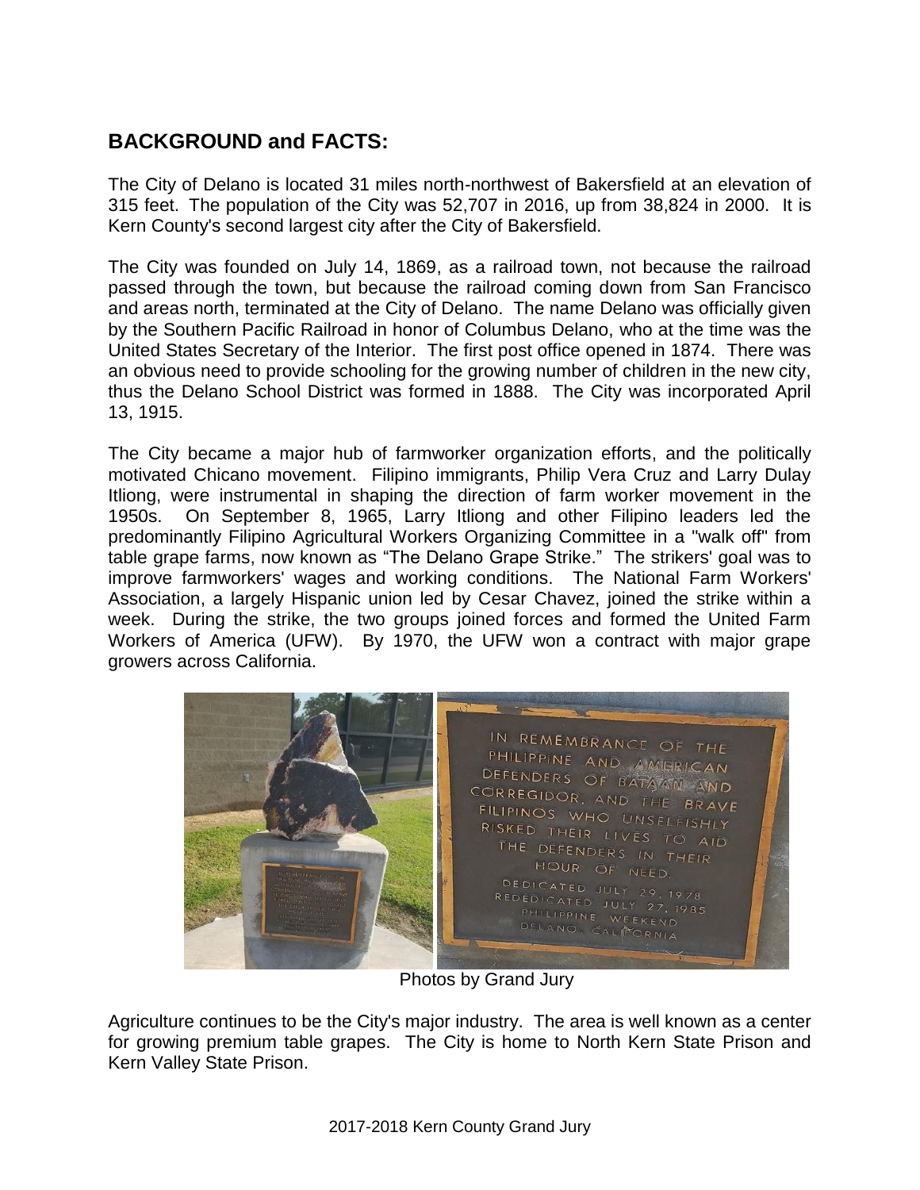## BACKGROUND and FACTS:

The City of Delano is located 31 miles north-northwest of Bakersfield at an elevation of 315 feet. The population of the City was 52,707 in 2016, up from 38,824 in 2000. It is Kern County's second largest city after the City of Bakersfield.

The City was founded on July 14, 1869, as a railroad town, not because the railroad passed through the town, but because the railroad coming down from San Francisco and areas north, terminated at the City of Delano. The name Delano was officially given by the Southern Pacific Railroad in honor of Columbus Delano, who at the time was the United States Secretary of the Interior. The first post office opened in 1874. There was an obvious need to provide schooling for the growing number of children in the new city, thus the Delano School District was formed in 1888. The City was incorporated April 13, 1915.

The City became a major hub of farmworker organization efforts, and the politically motivated Chicano movement. Filipino immigrants, Philip Vera Cruz and Larry Dulay Itliong, were instrumental in shaping the direction of farm worker movement in the 1950s. On September 8, 1965, Larry Itliong and other Filipino leaders led the predominantly Filipino Agricultural Workers Organizing Committee in a "walk off" from table grape farms, now known as "The Delano Grape Strike." The strikers' goal was to improve farmworkers' wages and working conditions. The National Farm Workers' Association, a largely Hispanic union led by Cesar Chavez, joined the strike within a week. During the strike, the two groups joined forces and formed the United Farm Workers of America (UFW). By 1970, the UFW won a contract with major grape growers across California.

Photos by Grand Jury

Agriculture continues to be the City's major industry. The area is well known as a center for growing premium table grapes. The City is home to North Kern State Prison and Kern Valley State Prison.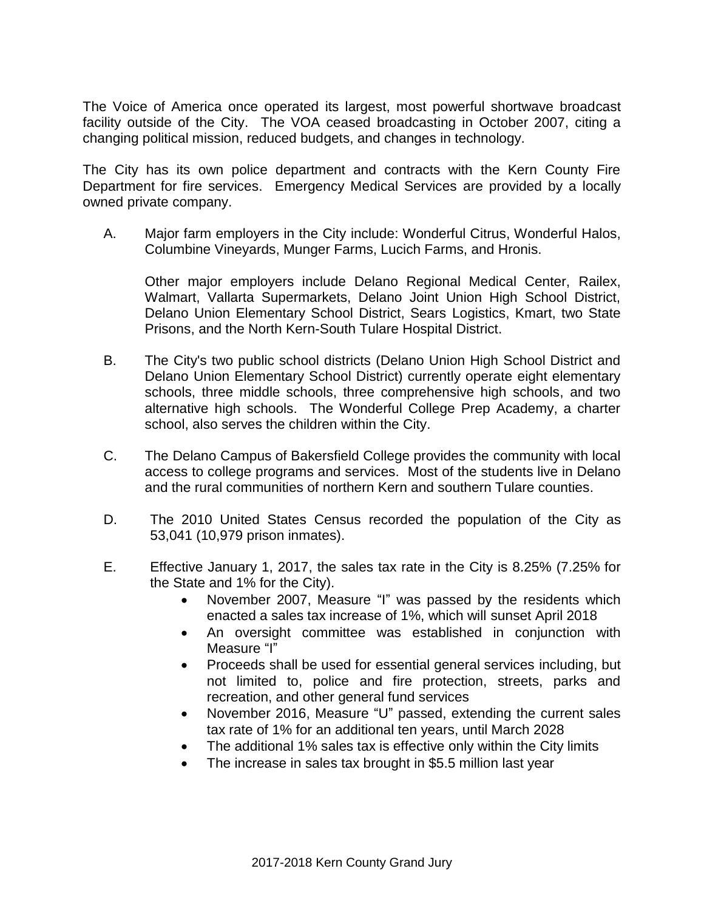The Voice of America once operated its largest, most powerful shortwave broadcast facility outside of the City. The VOA ceased broadcasting in October 2007, citing a changing political mission, reduced budgets, and changes in technology.

The City has its own police department and contracts with the Kern County Fire Department for fire services. Emergency Medical Services are provided by a locally owned private company.

A. Major farm employers in the City include: Wonderful Citrus, Wonderful Halos, Columbine Vineyards, Munger Farms, Lucich Farms, and Hronis.

   Other major employers include Delano Regional Medical Center, Railex, Walmart, Vallarta Supermarkets, Delano Joint Union High School District, Delano Union Elementary School District, Sears Logistics, Kmart, two State Prisons, and the North Kern-South Tulare Hospital District.

B. The City's two public school districts (Delano Union High School District and Delano Union Elementary School District) currently operate eight elementary schools, three middle schools, three comprehensive high schools, and two alternative high schools. The Wonderful College Prep Academy, a charter school, also serves the children within the City.

C. The Delano Campus of Bakersfield College provides the community with local access to college programs and services. Most of the students live in Delano and the rural communities of northern Kern and southern Tulare counties.

D. The 2010 United States Census recorded the population of the City as 53,041 (10,979 prison inmates).

E. Effective January 1, 2017, the sales tax rate in the City is 8.25% (7.25% for the State and 1% for the City).
   - November 2007, Measure "I" was passed by the residents which enacted a sales tax increase of 1%, which will sunset April 2018
   - An oversight committee was established in conjunction with Measure "I"
   - Proceeds shall be used for essential general services including, but not limited to, police and fire protection, streets, parks and recreation, and other general fund services
   - November 2016, Measure "U" passed, extending the current sales tax rate of 1% for an additional ten years, until March 2028
   - The additional 1% sales tax is effective only within the City limits
   - The increase in sales tax brought in $5.5 million last year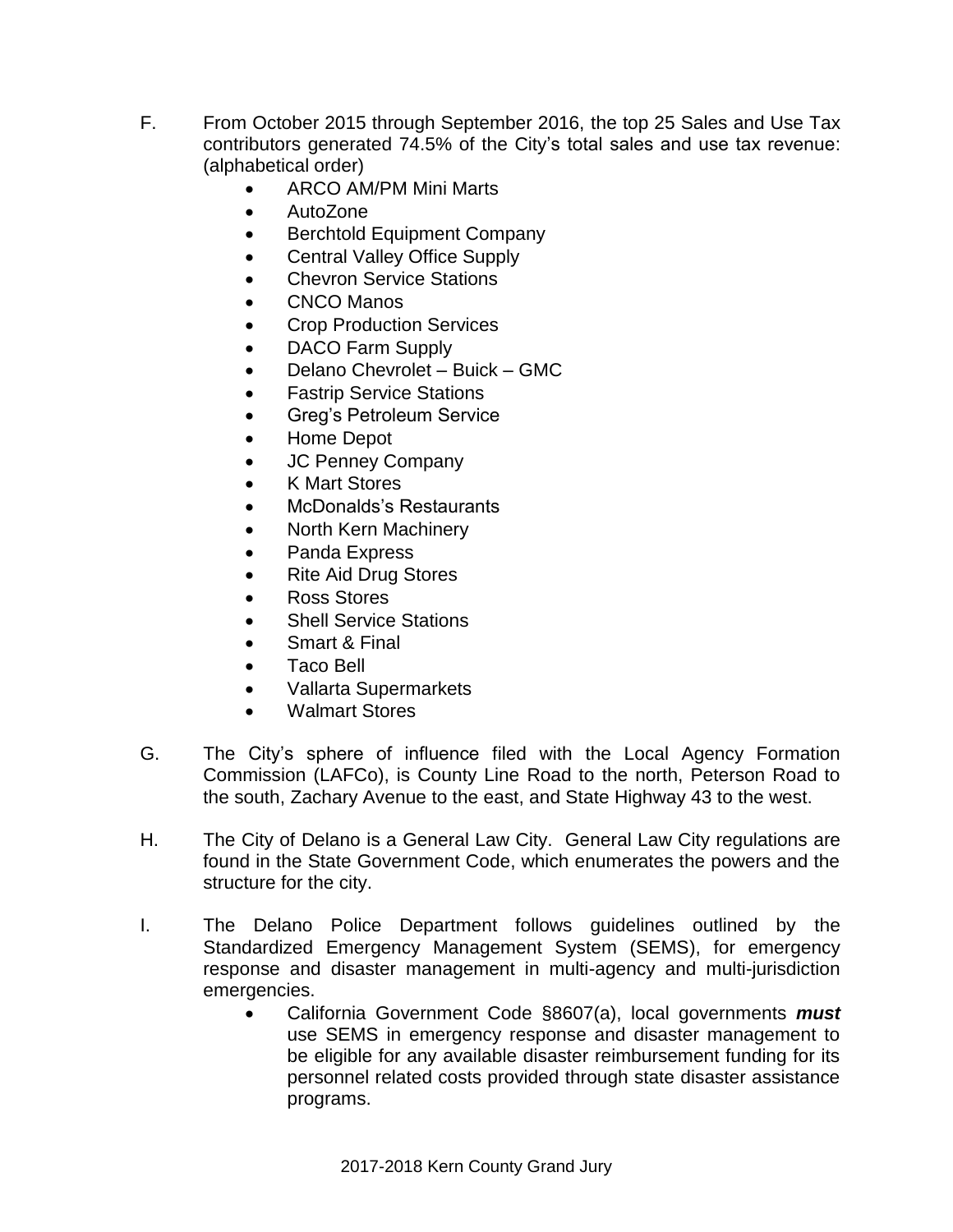F. From October 2015 through September 2016, the top 25 Sales and Use Tax contributors generated 74.5% of the City's total sales and use tax revenue: (alphabetical order)

- ARCO AM/PM Mini Marts
- AutoZone
- Berchtold Equipment Company
- Central Valley Office Supply
- Chevron Service Stations
- CNCO Manos
- Crop Production Services
- DACO Farm Supply
- Delano Chevrolet – Buick – GMC
- Fastrip Service Stations
- Greg's Petroleum Service
- Home Depot
- JC Penney Company
- K Mart Stores
- McDonalds's Restaurants
- North Kern Machinery
- Panda Express
- Rite Aid Drug Stores
- Ross Stores
- Shell Service Stations
- Smart & Final
- Taco Bell
- Vallarta Supermarkets
- Walmart Stores

G. The City's sphere of influence filed with the Local Agency Formation Commission (LAFCo), is County Line Road to the north, Peterson Road to the south, Zachary Avenue to the east, and State Highway 43 to the west.

H. The City of Delano is a General Law City. General Law City regulations are found in the State Government Code, which enumerates the powers and the structure for the city.

I. The Delano Police Department follows guidelines outlined by the Standardized Emergency Management System (SEMS), for emergency response and disaster management in multi-agency and multi-jurisdiction emergencies.

- California Government Code §8607(a), local governments ***must*** use SEMS in emergency response and disaster management to be eligible for any available disaster reimbursement funding for its personnel related costs provided through state disaster assistance programs.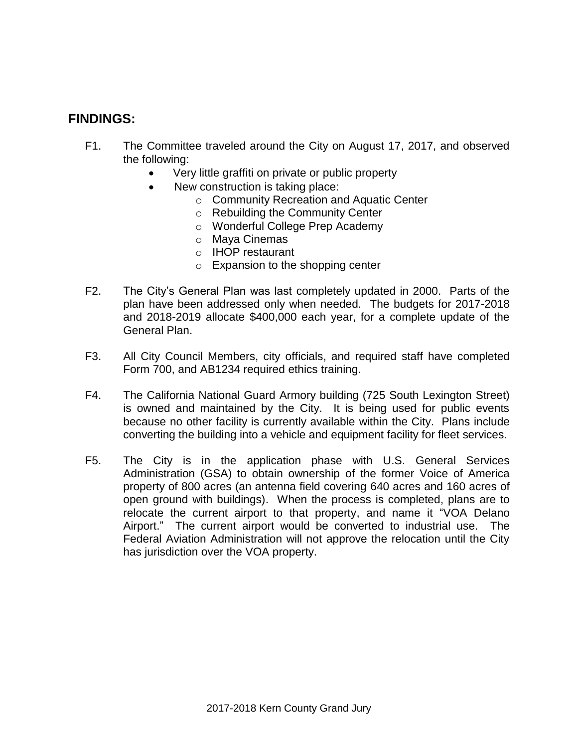## FINDINGS:

F1. The Committee traveled around the City on August 17, 2017, and observed the following:

- Very little graffiti on private or public property
- New construction is taking place:
  - Community Recreation and Aquatic Center
  - Rebuilding the Community Center
  - Wonderful College Prep Academy
  - Maya Cinemas
  - IHOP restaurant
  - Expansion to the shopping center

F2. The City's General Plan was last completely updated in 2000. Parts of the plan have been addressed only when needed. The budgets for 2017-2018 and 2018-2019 allocate $400,000 each year, for a complete update of the General Plan.

F3. All City Council Members, city officials, and required staff have completed Form 700, and AB1234 required ethics training.

F4. The California National Guard Armory building (725 South Lexington Street) is owned and maintained by the City. It is being used for public events because no other facility is currently available within the City. Plans include converting the building into a vehicle and equipment facility for fleet services.

F5. The City is in the application phase with U.S. General Services Administration (GSA) to obtain ownership of the former Voice of America property of 800 acres (an antenna field covering 640 acres and 160 acres of open ground with buildings). When the process is completed, plans are to relocate the current airport to that property, and name it "VOA Delano Airport." The current airport would be converted to industrial use. The Federal Aviation Administration will not approve the relocation until the City has jurisdiction over the VOA property.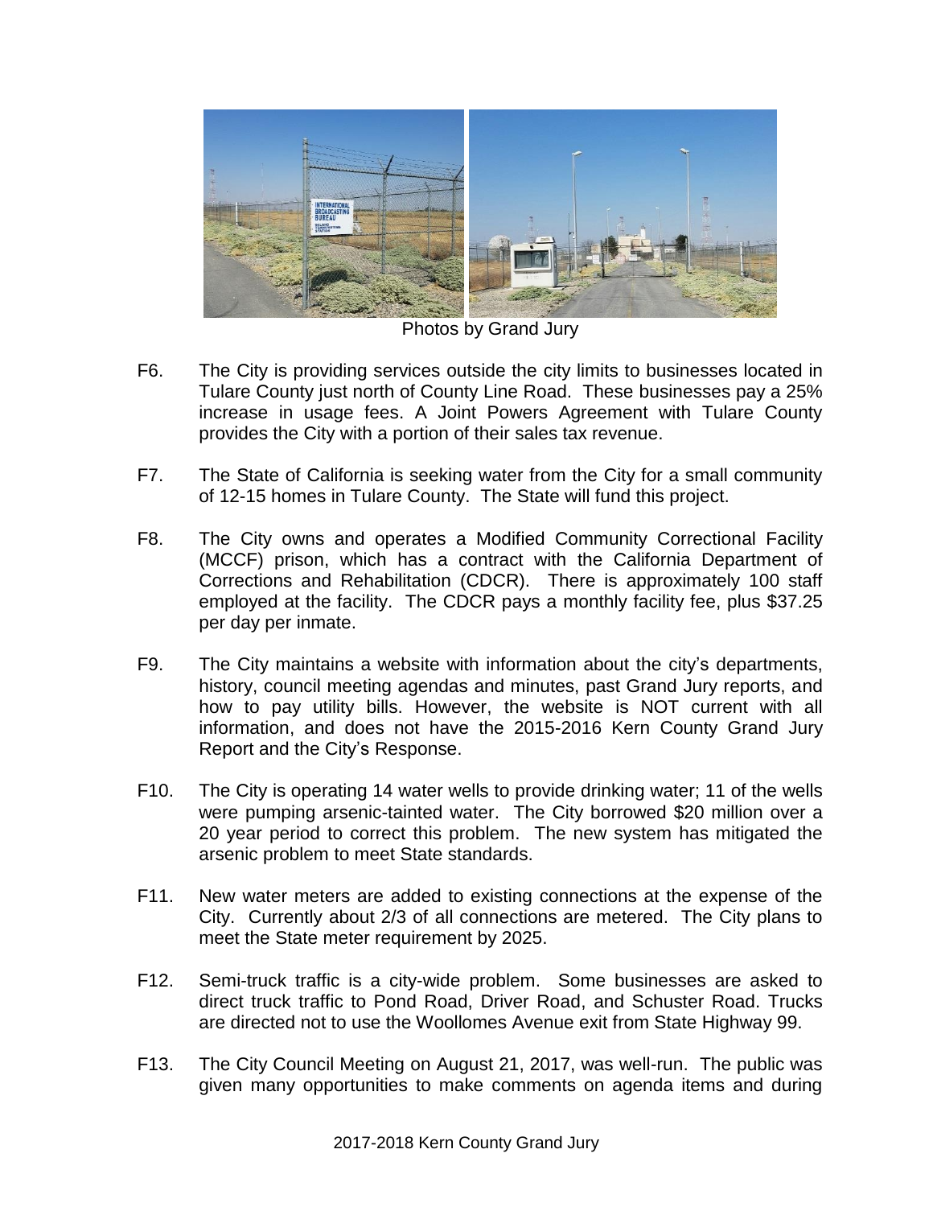Photos by Grand Jury

F6. The City is providing services outside the city limits to businesses located in Tulare County just north of County Line Road. These businesses pay a 25% increase in usage fees. A Joint Powers Agreement with Tulare County provides the City with a portion of their sales tax revenue.

F7. The State of California is seeking water from the City for a small community of 12-15 homes in Tulare County. The State will fund this project.

F8. The City owns and operates a Modified Community Correctional Facility (MCCF) prison, which has a contract with the California Department of Corrections and Rehabilitation (CDCR). There is approximately 100 staff employed at the facility. The CDCR pays a monthly facility fee, plus $37.25 per day per inmate.

F9. The City maintains a website with information about the city's departments, history, council meeting agendas and minutes, past Grand Jury reports, and how to pay utility bills. However, the website is NOT current with all information, and does not have the 2015-2016 Kern County Grand Jury Report and the City's Response.

F10. The City is operating 14 water wells to provide drinking water; 11 of the wells were pumping arsenic-tainted water. The City borrowed $20 million over a 20 year period to correct this problem. The new system has mitigated the arsenic problem to meet State standards.

F11. New water meters are added to existing connections at the expense of the City. Currently about 2/3 of all connections are metered. The City plans to meet the State meter requirement by 2025.

F12. Semi-truck traffic is a city-wide problem. Some businesses are asked to direct truck traffic to Pond Road, Driver Road, and Schuster Road. Trucks are directed not to use the Woollomes Avenue exit from State Highway 99.

F13. The City Council Meeting on August 21, 2017, was well-run. The public was given many opportunities to make comments on agenda items and during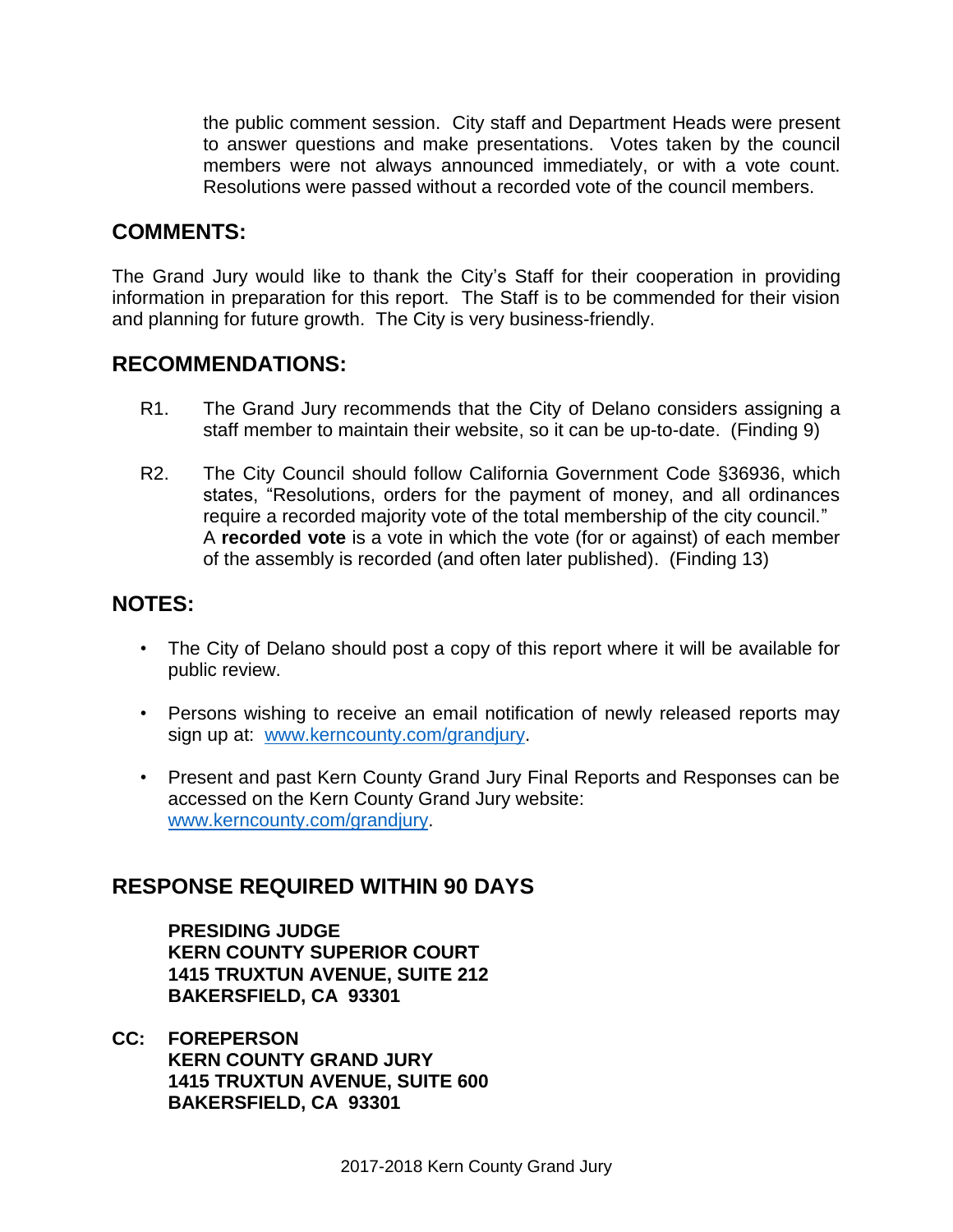the public comment session. City staff and Department Heads were present to answer questions and make presentations. Votes taken by the council members were not always announced immediately, or with a vote count. Resolutions were passed without a recorded vote of the council members.

## COMMENTS:

The Grand Jury would like to thank the City's Staff for their cooperation in providing information in preparation for this report. The Staff is to be commended for their vision and planning for future growth. The City is very business-friendly.

## RECOMMENDATIONS:

R1. The Grand Jury recommends that the City of Delano considers assigning a staff member to maintain their website, so it can be up-to-date. (Finding 9)

R2. The City Council should follow California Government Code §36936, which states, "Resolutions, orders for the payment of money, and all ordinances require a recorded majority vote of the total membership of the city council." A **recorded vote** is a vote in which the vote (for or against) of each member of the assembly is recorded (and often later published). (Finding 13)

## NOTES:

- The City of Delano should post a copy of this report where it will be available for public review.
- Persons wishing to receive an email notification of newly released reports may sign up at: www.kerncounty.com/grandjury.
- Present and past Kern County Grand Jury Final Reports and Responses can be accessed on the Kern County Grand Jury website: www.kerncounty.com/grandjury.

## RESPONSE REQUIRED WITHIN 90 DAYS

**PRESIDING JUDGE**
**KERN COUNTY SUPERIOR COURT**
**1415 TRUXTUN AVENUE, SUITE 212**
**BAKERSFIELD, CA 93301**

**CC: FOREPERSON**
**KERN COUNTY GRAND JURY**
**1415 TRUXTUN AVENUE, SUITE 600**
**BAKERSFIELD, CA 93301**